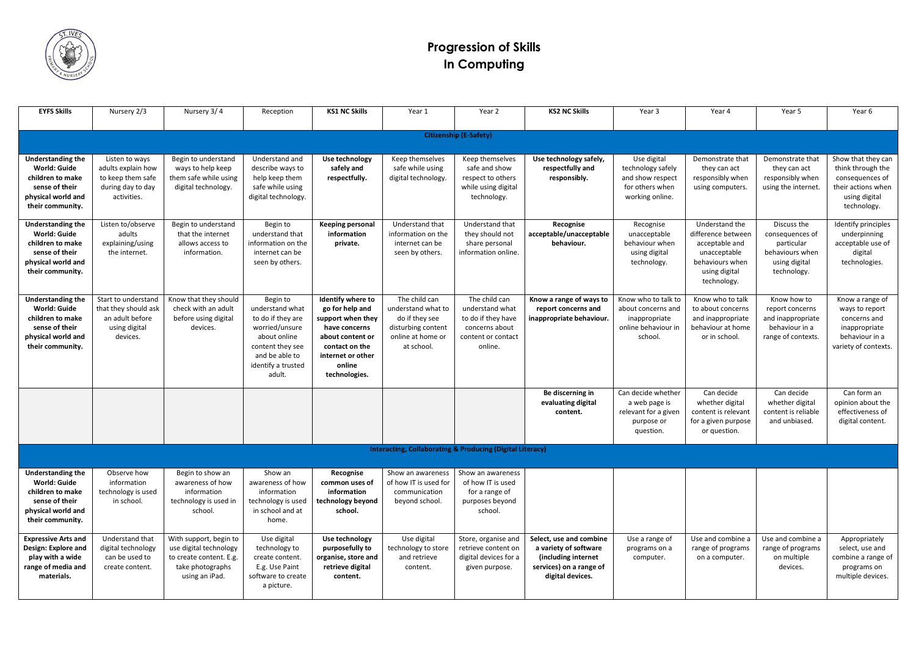# Progression of Skills In Computing

| EYFS Skills | Nursery 2/3 | Nursery 3/ 4 | Reception | KS1 NC Skills | Year 1 | Year 2 | KS2 NC Skills | Year 3 | Year 4 | Year 5 | Year 6 |
|---|---|---|---|---|---|---|---|---|---|---|---|
| **Citizenship (E-Safety)** | | | | | | | | | | | |
| **Understanding the World: Guide children to make sense of their physical world and their community.** | Listen to ways adults explain how to keep them safe during day to day activities. | Begin to understand ways to help keep them safe while using digital technology. | Understand and describe ways to help keep them safe while using digital technology. | **Use technology safely and respectfully.** | Keep themselves safe while using digital technology. | Keep themselves safe and show respect to others while using digital technology. | **Use technology safely, respectfully and responsibly.** | Use digital technology safely and show respect for others when working online. | Demonstrate that they can act responsibly when using computers. | Demonstrate that they can act responsibly when using the internet. | Show that they can think through the consequences of their actions when using digital technology. |
| **Understanding the World: Guide children to make sense of their physical world and their community.** | Listen to/observe adults explaining/using the internet. | Begin to understand that the internet allows access to information. | Begin to understand that information on the internet can be seen by others. | **Keeping personal information private.** | Understand that information on the internet can be seen by others. | Understand that they should not share personal information online. | **Recognise acceptable/unacceptable behaviour.** | Recognise unacceptable behaviour when using digital technology. | Understand the difference between acceptable and unacceptable behaviours when using digital technology. | Discuss the consequences of particular behaviours when using digital technology. | Identify principles underpinning acceptable use of digital technologies. |
| **Understanding the World: Guide children to make sense of their physical world and their community.** | Start to understand that they should ask an adult before using digital devices. | Know that they should check with an adult before using digital devices. | Begin to understand what to do if they are worried/unsure about online content they see and be able to identify a trusted adult. | **Identify where to go for help and support when they have concerns about content or contact on the internet or other online technologies.** | The child can understand what to do if they see disturbing content online at home or at school. | The child can understand what to do if they have concerns about content or contact online. | **Know a range of ways to report concerns and inappropriate behaviour.** | Know who to talk to about concerns and inappropriate online behaviour in school. | Know who to talk to about concerns and inappropriate behaviour at home or in school. | Know how to report concerns and inappropriate behaviour in a range of contexts. | Know a range of ways to report concerns and inappropriate behaviour in a variety of contexts. |
| | | | | | | | **Be discerning in evaluating digital content.** | Can decide whether a web page is relevant for a given purpose or question. | Can decide whether digital content is relevant for a given purpose or question. | Can decide whether digital content is reliable and unbiased. | Can form an opinion about the effectiveness of digital content. |
| **Interacting, Collaborating & Producing (Digital Literacy)** | | | | | | | | | | | |
| **Understanding the World: Guide children to make sense of their physical world and their community.** | Observe how information technology is used in school. | Begin to show an awareness of how information technology is used in school. | Show an awareness of how information technology is used in school and at home. | **Recognise common uses of information technology beyond school.** | Show an awareness of how IT is used for communication beyond school. | Show an awareness of how IT is used for a range of purposes beyond school. | | | | | |
| **Expressive Arts and Design: Explore and play with a wide range of media and materials.** | Understand that digital technology can be used to create content. | With support, begin to use digital technology to create content. E.g. take photographs using an iPad. | Use digital technology to create content. E.g. Use Paint software to create a picture. | **Use technology purposefully to organise, store and retrieve digital content.** | Use digital technology to store and retrieve content. | Store, organise and retrieve content on digital devices for a given purpose. | **Select, use and combine a variety of software (including internet services) on a range of digital devices.** | Use a range of programs on a computer. | Use and combine a range of programs on a computer. | Use and combine a range of programs on multiple devices. | Appropriately select, use and combine a range of programs on multiple devices. |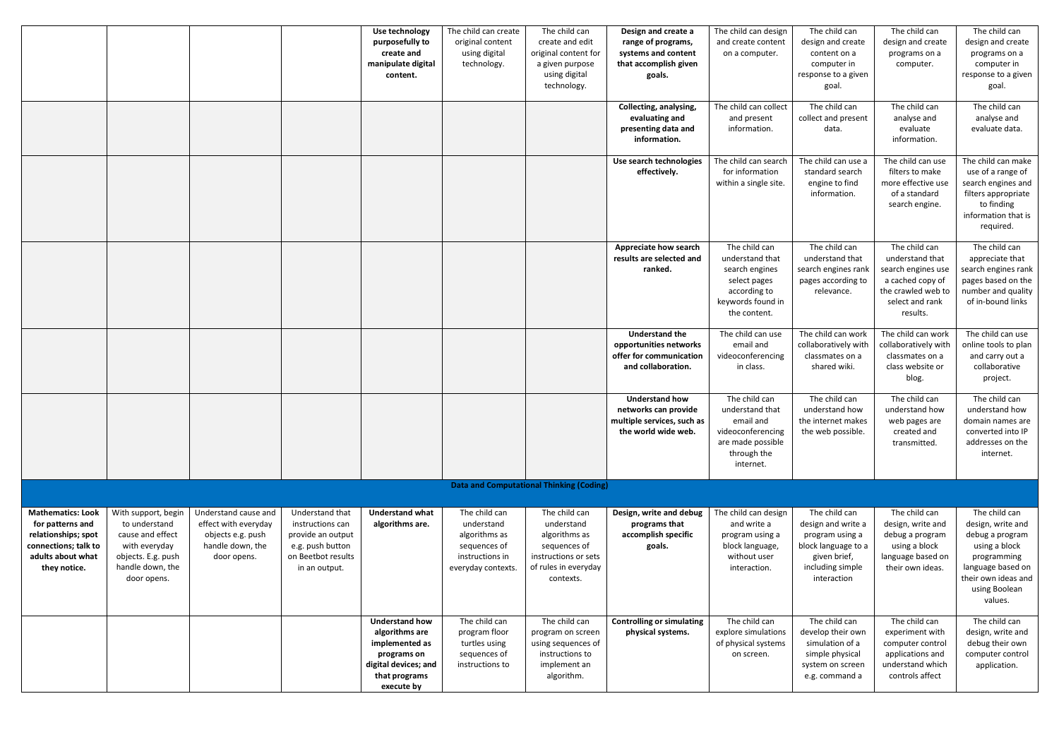| | | | | | | | | | | | |
|---|---|---|---|---|---|---|---|---|---|---|---|
| | | | | **Use technology purposefully to create and manipulate digital content.** | The child can create original content using digital technology. | The child can create and edit original content for a given purpose using digital technology. | **Design and create a range of programs, systems and content that accomplish given goals.** | The child can design and create content on a computer. | The child can design and create content on a computer in response to a given goal. | The child can design and create programs on a computer. | The child can design and create programs on a computer in response to a given goal. |
| | | | | | | | **Collecting, analysing, evaluating and presenting data and information.** | The child can collect and present information. | The child can collect and present data. | The child can analyse and evaluate information. | The child can analyse and evaluate data. |
| | | | | | | | **Use search technologies effectively.** | The child can search for information within a single site. | The child can use a standard search engine to find information. | The child can use filters to make more effective use of a standard search engine. | The child can make use of a range of search engines and filters appropriate to finding information that is required. |
| | | | | | | | **Appreciate how search results are selected and ranked.** | The child can understand that search engines select pages according to keywords found in the content. | The child can understand that search engines rank pages according to relevance. | The child can understand that search engines use a cached copy of the crawled web to select and rank results. | The child can appreciate that search engines rank pages based on the number and quality of in-bound links |
| | | | | | | | **Understand the opportunities networks offer for communication and collaboration.** | The child can use email and videoconferencing in class. | The child can work collaboratively with classmates on a shared wiki. | The child can work collaboratively with classmates on a class website or blog. | The child can use online tools to plan and carry out a collaborative project. |
| | | | | | | | **Understand how networks can provide multiple services, such as the world wide web.** | The child can understand that email and videoconferencing are made possible through the internet. | The child can understand how the internet makes the web possible. | The child can understand how web pages are created and transmitted. | The child can understand how domain names are converted into IP addresses on the internet. |
| **Data and Computational Thinking (Coding)** | | | | | | | | | | | |
| **Mathematics: Look for patterns and relationships; spot connections; talk to adults about what they notice.** | With support, begin to understand cause and effect with everyday objects. E.g. push handle down, the door opens. | Understand cause and effect with everyday objects e.g. push handle down, the door opens. | Understand that instructions can provide an output e.g. push button on Beetbot results in an output. | **Understand what algorithms are.** | The child can understand algorithms as sequences of instructions in everyday contexts. | The child can understand algorithms as sequences of instructions or sets of rules in everyday contexts. | **Design, write and debug programs that accomplish specific goals.** | The child can design and write a program using a block language, without user interaction. | The child can design and write a program using a block language to a given brief, including simple interaction | The child can design, write and debug a program using a block language based on their own ideas. | The child can design, write and debug a program using a block programming language based on their own ideas and using Boolean values. |
| | | | | **Understand how algorithms are implemented as programs on digital devices; and that programs execute by** | The child can program floor turtles using sequences of instructions to | The child can program on screen using sequences of instructions to implement an algorithm. | **Controlling or simulating physical systems.** | The child can explore simulations of physical systems on screen. | The child can develop their own simulation of a simple physical system on screen e.g. command a | The child can experiment with computer control applications and understand which controls affect | The child can design, write and debug their own computer control application. |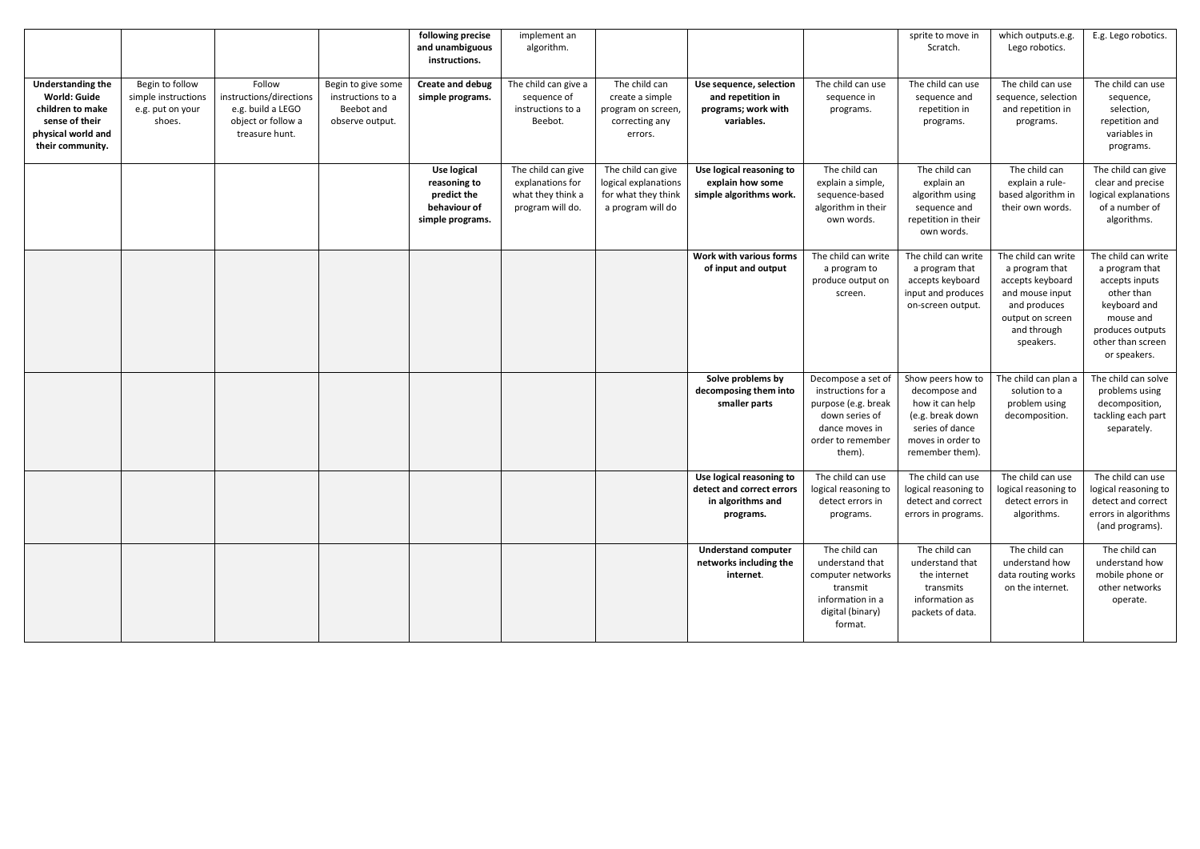| | | | | | | | | | | | |
|---|---|---|---|---|---|---|---|---|---|---|---|
| | | | | **following precise and unambiguous instructions.** | implement an algorithm. | | | | sprite to move in Scratch. | which outputs.e.g. Lego robotics. | E.g. Lego robotics. |
| **Understanding the World: Guide children to make sense of their physical world and their community.** | Begin to follow simple instructions e.g. put on your shoes. | Follow instructions/directions e.g. build a LEGO object or follow a treasure hunt. | Begin to give some instructions to a Beebot and observe output. | **Create and debug simple programs.** | The child can give a sequence of instructions to a Beebot. | The child can create a simple program on screen, correcting any errors. | **Use sequence, selection and repetition in programs; work with variables.** | The child can use sequence in programs. | The child can use sequence and repetition in programs. | The child can use sequence, selection and repetition in programs. | The child can use sequence, selection, repetition and variables in programs. |
| | | | | **Use logical reasoning to predict the behaviour of simple programs.** | The child can give explanations for what they think a program will do. | The child can give logical explanations for what they think a program will do | **Use logical reasoning to explain how some simple algorithms work.** | The child can explain a simple, sequence-based algorithm in their own words. | The child can explain an algorithm using sequence and repetition in their own words. | The child can explain a rule-based algorithm in their own words. | The child can give clear and precise logical explanations of a number of algorithms. |
| | | | | | | | **Work with various forms of input and output** | The child can write a program to produce output on screen. | The child can write a program that accepts keyboard input and produces on-screen output. | The child can write a program that accepts keyboard and mouse input and produces output on screen and through speakers. | The child can write a program that accepts inputs other than keyboard and mouse and produces outputs other than screen or speakers. |
| | | | | | | | **Solve problems by decomposing them into smaller parts** | Decompose a set of instructions for a purpose (e.g. break down series of dance moves in order to remember them). | Show peers how to decompose and how it can help (e.g. break down series of dance moves in order to remember them). | The child can plan a solution to a problem using decomposition. | The child can solve problems using decomposition, tackling each part separately. |
| | | | | | | | **Use logical reasoning to detect and correct errors in algorithms and programs.** | The child can use logical reasoning to detect errors in programs. | The child can use logical reasoning to detect and correct errors in programs. | The child can use logical reasoning to detect errors in algorithms. | The child can use logical reasoning to detect and correct errors in algorithms (and programs). |
| | | | | | | | **Understand computer networks including the internet**. | The child can understand that computer networks transmit information in a digital (binary) format. | The child can understand that the internet transmits information as packets of data. | The child can understand how data routing works on the internet. | The child can understand how mobile phone or other networks operate. |